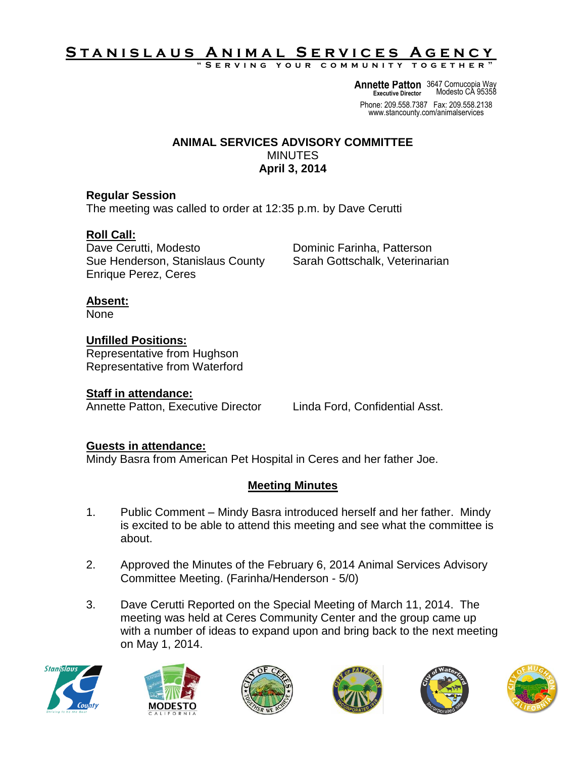# Stanislaus Animal Services Agency

"Serving your community together"

**Annette Patton**
Executive Director

3647 Cornucopia Way
Modesto CA 95358

Phone: 209.558.7387 Fax: 209.558.2138
www.stancounty.com/animalservices

## ANIMAL SERVICES ADVISORY COMMITTEE

MINUTES

**April 3, 2014**

**Regular Session**

The meeting was called to order at 12:35 p.m. by Dave Cerutti

**Roll Call:**

Dave Cerutti, Modesto
Sue Henderson, Stanislaus County
Enrique Perez, Ceres
Dominic Farinha, Patterson
Sarah Gottschalk, Veterinarian

**Absent:**

None

**Unfilled Positions:**

Representative from Hughson
Representative from Waterford

**Staff in attendance:**

Annette Patton, Executive Director
Linda Ford, Confidential Asst.

**Guests in attendance:**

Mindy Basra from American Pet Hospital in Ceres and her father Joe.

**Meeting Minutes**

1. Public Comment – Mindy Basra introduced herself and her father. Mindy is excited to be able to attend this meeting and see what the committee is about.

2. Approved the Minutes of the February 6, 2014 Animal Services Advisory Committee Meeting. (Farinha/Henderson - 5/0)

3. Dave Cerutti Reported on the Special Meeting of March 11, 2014. The meeting was held at Ceres Community Center and the group came up with a number of ideas to expand upon and bring back to the next meeting on May 1, 2014.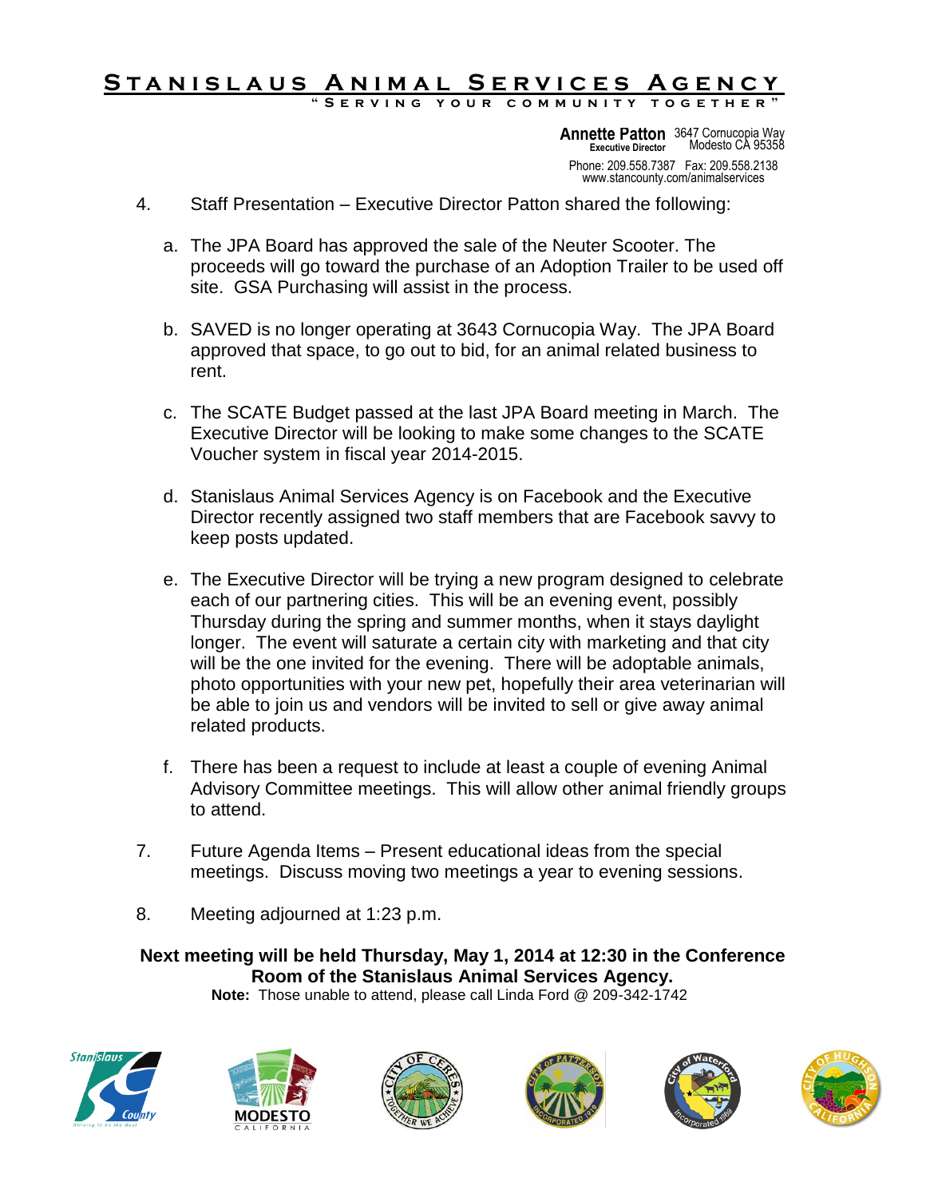# Stanislaus Animal Services Agency

"Serving your community together"

**Annette Patton**
Executive Director

3647 Cornucopia Way
Modesto CA 95358

Phone: 209.558.7387 Fax: 209.558.2138
www.stancounty.com/animalservices

4. Staff Presentation – Executive Director Patton shared the following:

   a. The JPA Board has approved the sale of the Neuter Scooter. The proceeds will go toward the purchase of an Adoption Trailer to be used off site. GSA Purchasing will assist in the process.

   b. SAVED is no longer operating at 3643 Cornucopia Way. The JPA Board approved that space, to go out to bid, for an animal related business to rent.

   c. The SCATE Budget passed at the last JPA Board meeting in March. The Executive Director will be looking to make some changes to the SCATE Voucher system in fiscal year 2014-2015.

   d. Stanislaus Animal Services Agency is on Facebook and the Executive Director recently assigned two staff members that are Facebook savvy to keep posts updated.

   e. The Executive Director will be trying a new program designed to celebrate each of our partnering cities. This will be an evening event, possibly Thursday during the spring and summer months, when it stays daylight longer. The event will saturate a certain city with marketing and that city will be the one invited for the evening. There will be adoptable animals, photo opportunities with your new pet, hopefully their area veterinarian will be able to join us and vendors will be invited to sell or give away animal related products.

   f. There has been a request to include at least a couple of evening Animal Advisory Committee meetings. This will allow other animal friendly groups to attend.

7. Future Agenda Items – Present educational ideas from the special meetings. Discuss moving two meetings a year to evening sessions.

8. Meeting adjourned at 1:23 p.m.

**Next meeting will be held Thursday, May 1, 2014 at 12:30 in the Conference Room of the Stanislaus Animal Services Agency.**

**Note:** Those unable to attend, please call Linda Ford @ 209-342-1742